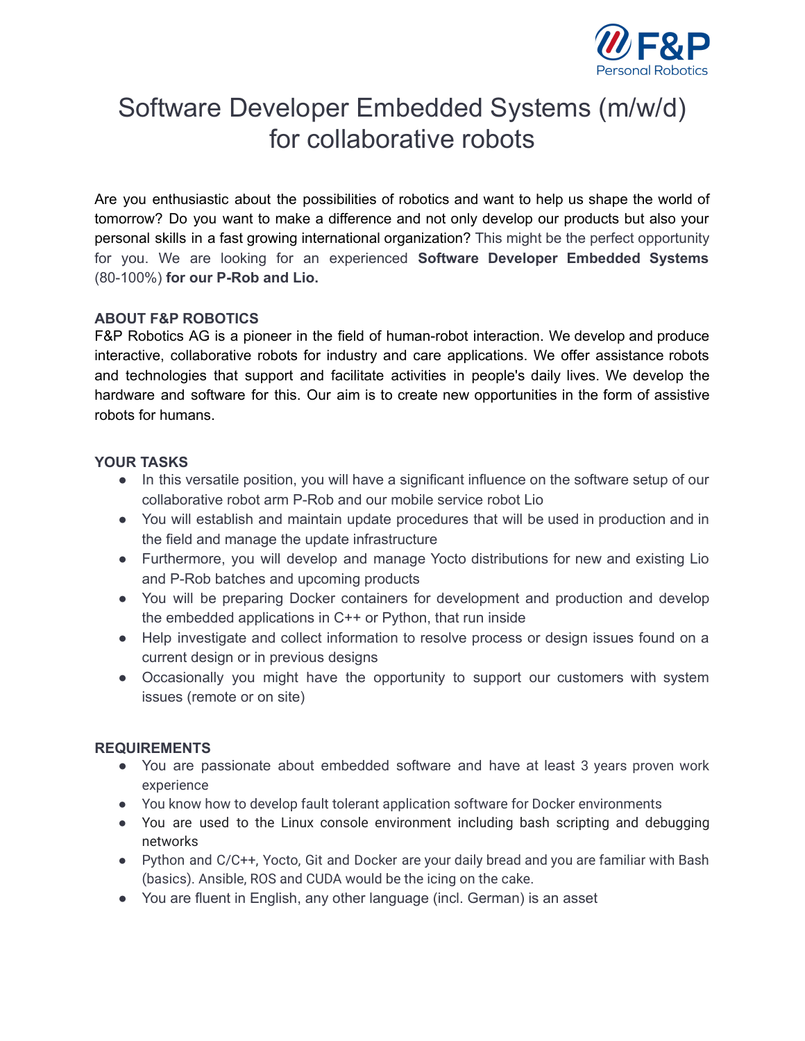# Software Developer Embedded Systems (m/w/d) for collaborative robots

Are you enthusiastic about the possibilities of robotics and want to help us shape the world of tomorrow? Do you want to make a difference and not only develop our products but also your personal skills in a fast growing international organization? This might be the perfect opportunity for you. We are looking for an experienced **Software Developer Embedded Systems** (80-100%) **for our P-Rob and Lio.**

### ABOUT F&P ROBOTICS

F&P Robotics AG is a pioneer in the field of human-robot interaction. We develop and produce interactive, collaborative robots for industry and care applications. We offer assistance robots and technologies that support and facilitate activities in people's daily lives. We develop the hardware and software for this. Our aim is to create new opportunities in the form of assistive robots for humans.

### YOUR TASKS

- In this versatile position, you will have a significant influence on the software setup of our collaborative robot arm P-Rob and our mobile service robot Lio
- You will establish and maintain update procedures that will be used in production and in the field and manage the update infrastructure
- Furthermore, you will develop and manage Yocto distributions for new and existing Lio and P-Rob batches and upcoming products
- You will be preparing Docker containers for development and production and develop the embedded applications in C++ or Python, that run inside
- Help investigate and collect information to resolve process or design issues found on a current design or in previous designs
- Occasionally you might have the opportunity to support our customers with system issues (remote or on site)

### REQUIREMENTS

- You are passionate about embedded software and have at least 3 years proven work experience
- You know how to develop fault tolerant application software for Docker environments
- You are used to the Linux console environment including bash scripting and debugging networks
- Python and C/C++, Yocto, Git and Docker are your daily bread and you are familiar with Bash (basics). Ansible, ROS and CUDA would be the icing on the cake.
- You are fluent in English, any other language (incl. German) is an asset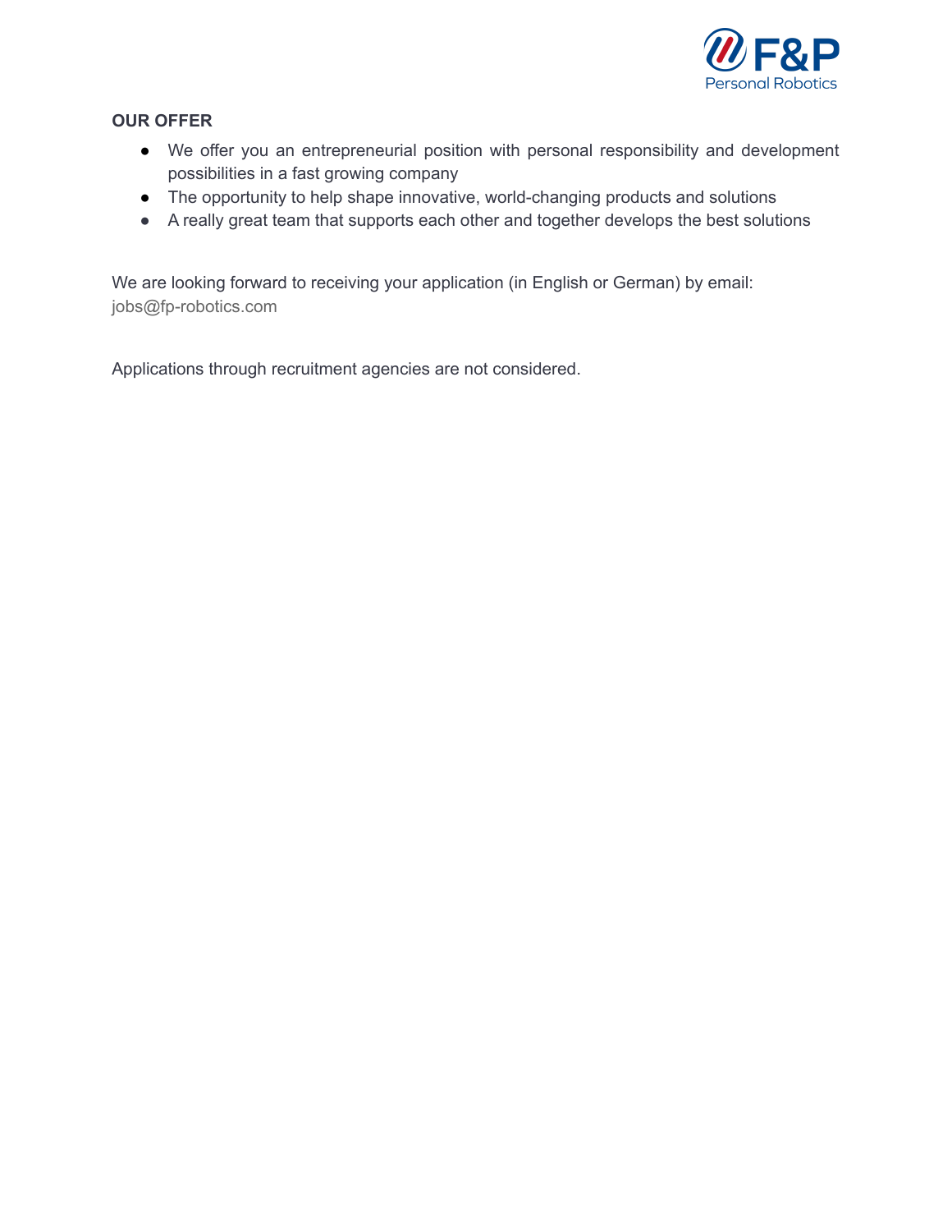**OUR OFFER**

- We offer you an entrepreneurial position with personal responsibility and development possibilities in a fast growing company
- The opportunity to help shape innovative, world-changing products and solutions
- A really great team that supports each other and together develops the best solutions

We are looking forward to receiving your application (in English or German) by email:
jobs@fp-robotics.com

Applications through recruitment agencies are not considered.